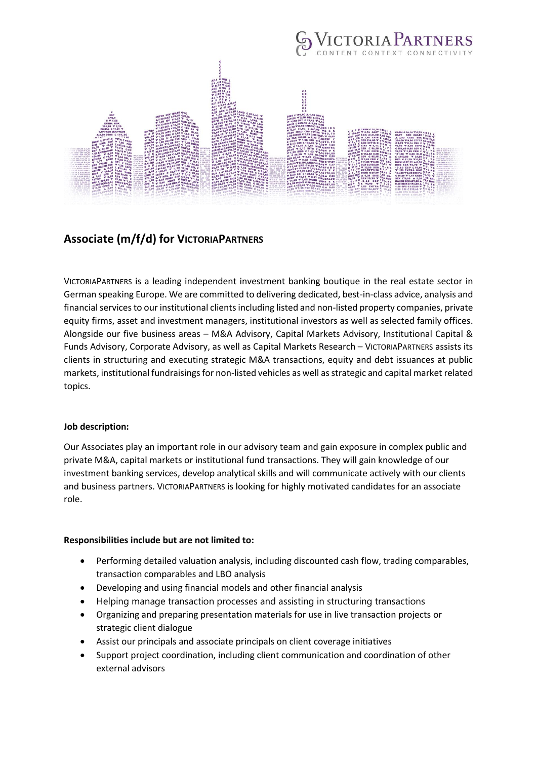# Associate (m/f/d) for VICTORIAPARTNERS

VICTORIAPARTNERS is a leading independent investment banking boutique in the real estate sector in German speaking Europe. We are committed to delivering dedicated, best-in-class advice, analysis and financial services to our institutional clients including listed and non-listed property companies, private equity firms, asset and investment managers, institutional investors as well as selected family offices. Alongside our five business areas – M&A Advisory, Capital Markets Advisory, Institutional Capital & Funds Advisory, Corporate Advisory, as well as Capital Markets Research – VICTORIAPARTNERS assists its clients in structuring and executing strategic M&A transactions, equity and debt issuances at public markets, institutional fundraisings for non-listed vehicles as well as strategic and capital market related topics.

**Job description:**

Our Associates play an important role in our advisory team and gain exposure in complex public and private M&A, capital markets or institutional fund transactions. They will gain knowledge of our investment banking services, develop analytical skills and will communicate actively with our clients and business partners. VICTORIAPARTNERS is looking for highly motivated candidates for an associate role.

**Responsibilities include but are not limited to:**

- Performing detailed valuation analysis, including discounted cash flow, trading comparables, transaction comparables and LBO analysis
- Developing and using financial models and other financial analysis
- Helping manage transaction processes and assisting in structuring transactions
- Organizing and preparing presentation materials for use in live transaction projects or strategic client dialogue
- Assist our principals and associate principals on client coverage initiatives
- Support project coordination, including client communication and coordination of other external advisors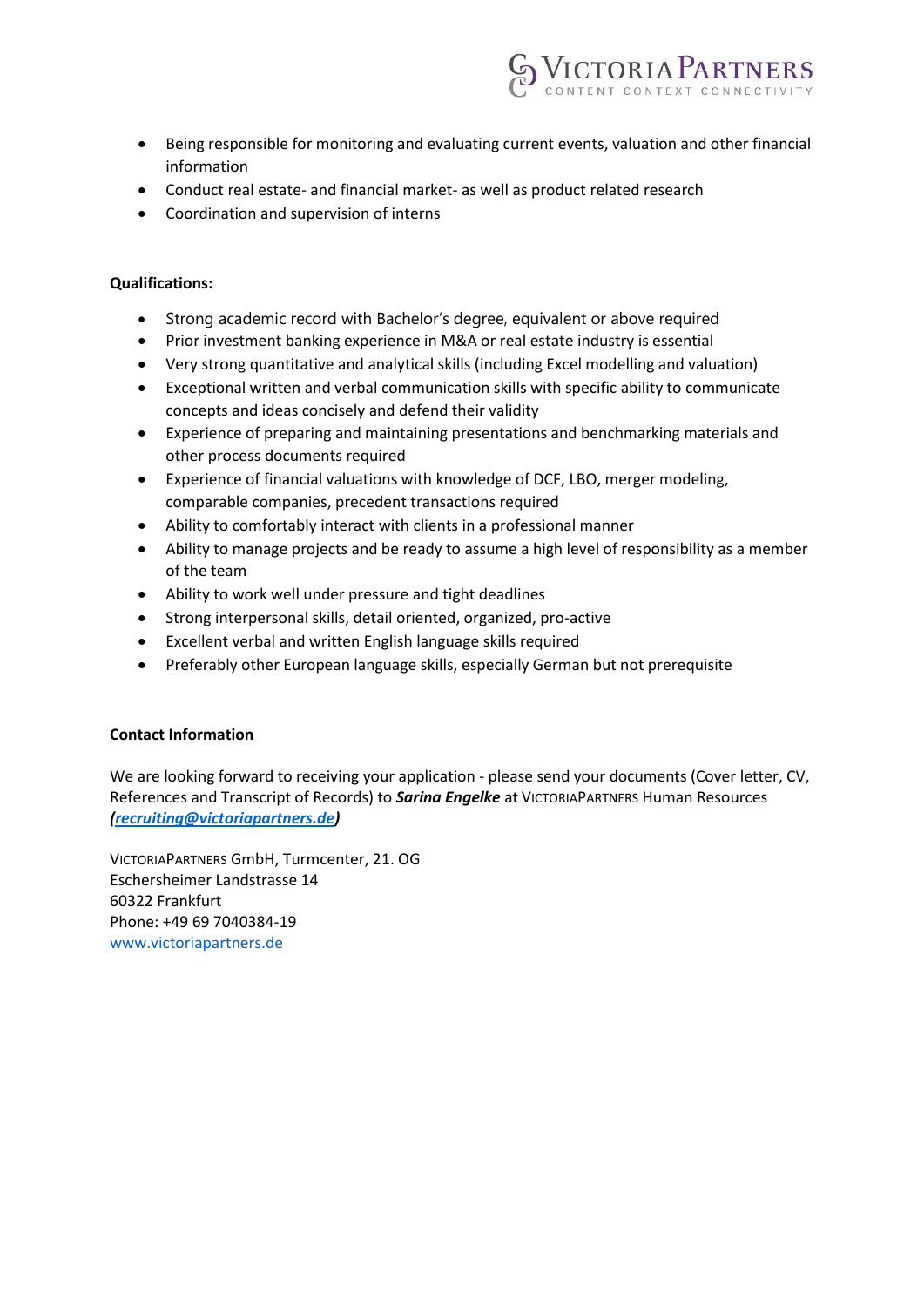- Being responsible for monitoring and evaluating current events, valuation and other financial information
- Conduct real estate- and financial market- as well as product related research
- Coordination and supervision of interns

**Qualifications:**

- Strong academic record with Bachelor's degree, equivalent or above required
- Prior investment banking experience in M&A or real estate industry is essential
- Very strong quantitative and analytical skills (including Excel modelling and valuation)
- Exceptional written and verbal communication skills with specific ability to communicate concepts and ideas concisely and defend their validity
- Experience of preparing and maintaining presentations and benchmarking materials and other process documents required
- Experience of financial valuations with knowledge of DCF, LBO, merger modeling, comparable companies, precedent transactions required
- Ability to comfortably interact with clients in a professional manner
- Ability to manage projects and be ready to assume a high level of responsibility as a member of the team
- Ability to work well under pressure and tight deadlines
- Strong interpersonal skills, detail oriented, organized, pro-active
- Excellent verbal and written English language skills required
- Preferably other European language skills, especially German but not prerequisite

**Contact Information**

We are looking forward to receiving your application - please send your documents (Cover letter, CV, References and Transcript of Records) to ***Sarina Engelke*** at VictoriaPartners Human Resources ***(recruiting@victoriapartners.de)***

VictoriaPartners GmbH, Turmcenter, 21. OG
Eschersheimer Landstrasse 14
60322 Frankfurt
Phone: +49 69 7040384-19
www.victoriapartners.de